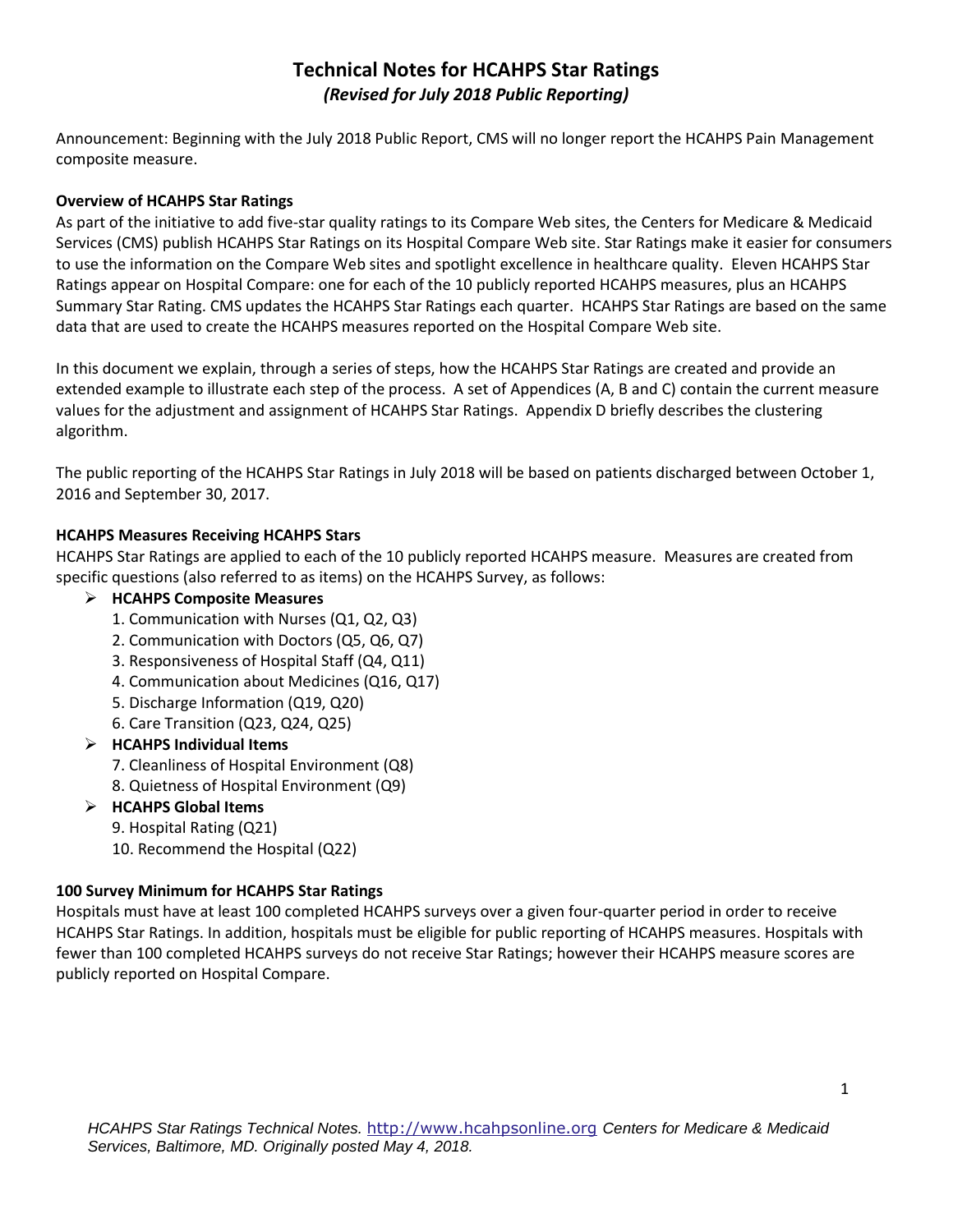# Technical Notes for HCAHPS Star Ratings

*(Revised for July 2018 Public Reporting)*

Announcement: Beginning with the July 2018 Public Report, CMS will no longer report the HCAHPS Pain Management composite measure.

**Overview of HCAHPS Star Ratings**

As part of the initiative to add five-star quality ratings to its Compare Web sites, the Centers for Medicare & Medicaid Services (CMS) publish HCAHPS Star Ratings on its Hospital Compare Web site. Star Ratings make it easier for consumers to use the information on the Compare Web sites and spotlight excellence in healthcare quality. Eleven HCAHPS Star Ratings appear on Hospital Compare: one for each of the 10 publicly reported HCAHPS measures, plus an HCAHPS Summary Star Rating. CMS updates the HCAHPS Star Ratings each quarter. HCAHPS Star Ratings are based on the same data that are used to create the HCAHPS measures reported on the Hospital Compare Web site.

In this document we explain, through a series of steps, how the HCAHPS Star Ratings are created and provide an extended example to illustrate each step of the process. A set of Appendices (A, B and C) contain the current measure values for the adjustment and assignment of HCAHPS Star Ratings. Appendix D briefly describes the clustering algorithm.

The public reporting of the HCAHPS Star Ratings in July 2018 will be based on patients discharged between October 1, 2016 and September 30, 2017.

**HCAHPS Measures Receiving HCAHPS Stars**

HCAHPS Star Ratings are applied to each of the 10 publicly reported HCAHPS measure. Measures are created from specific questions (also referred to as items) on the HCAHPS Survey, as follows:

- **HCAHPS Composite Measures**
  1. Communication with Nurses (Q1, Q2, Q3)
  2. Communication with Doctors (Q5, Q6, Q7)
  3. Responsiveness of Hospital Staff (Q4, Q11)
  4. Communication about Medicines (Q16, Q17)
  5. Discharge Information (Q19, Q20)
  6. Care Transition (Q23, Q24, Q25)
- **HCAHPS Individual Items**
  7. Cleanliness of Hospital Environment (Q8)
  8. Quietness of Hospital Environment (Q9)
- **HCAHPS Global Items**
  9. Hospital Rating (Q21)
  10. Recommend the Hospital (Q22)

**100 Survey Minimum for HCAHPS Star Ratings**

Hospitals must have at least 100 completed HCAHPS surveys over a given four-quarter period in order to receive HCAHPS Star Ratings. In addition, hospitals must be eligible for public reporting of HCAHPS measures. Hospitals with fewer than 100 completed HCAHPS surveys do not receive Star Ratings; however their HCAHPS measure scores are publicly reported on Hospital Compare.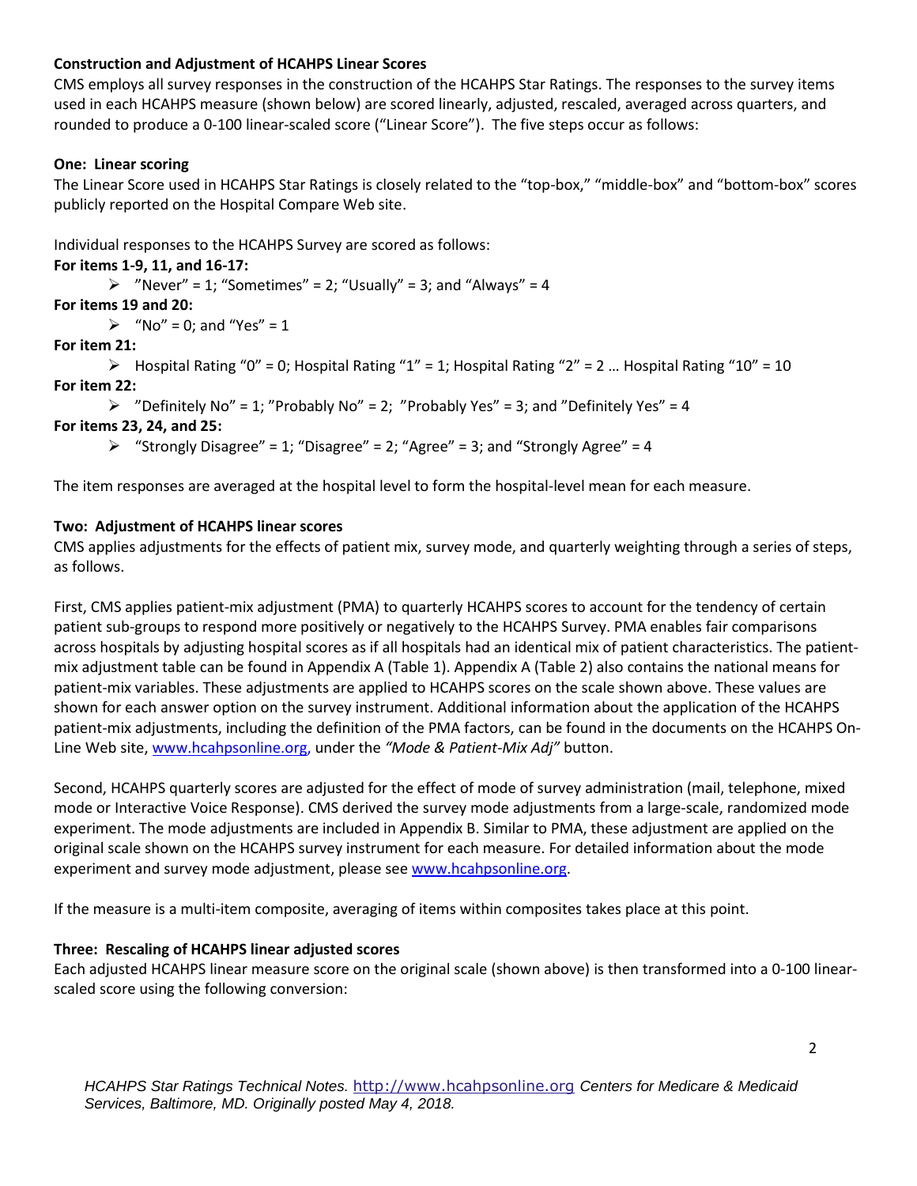**Construction and Adjustment of HCAHPS Linear Scores**

CMS employs all survey responses in the construction of the HCAHPS Star Ratings. The responses to the survey items used in each HCAHPS measure (shown below) are scored linearly, adjusted, rescaled, averaged across quarters, and rounded to produce a 0-100 linear-scaled score ("Linear Score"). The five steps occur as follows:

**One: Linear scoring**

The Linear Score used in HCAHPS Star Ratings is closely related to the "top-box," "middle-box" and "bottom-box" scores publicly reported on the Hospital Compare Web site.

Individual responses to the HCAHPS Survey are scored as follows:

**For items 1-9, 11, and 16-17:**

- "Never" = 1; "Sometimes" = 2; "Usually" = 3; and "Always" = 4

**For items 19 and 20:**

- "No" = 0; and "Yes" = 1

**For item 21:**

- Hospital Rating "0" = 0; Hospital Rating "1" = 1; Hospital Rating "2" = 2 … Hospital Rating "10" = 10

**For item 22:**

- "Definitely No" = 1; "Probably No" = 2; "Probably Yes" = 3; and "Definitely Yes" = 4

**For items 23, 24, and 25:**

- "Strongly Disagree" = 1; "Disagree" = 2; "Agree" = 3; and "Strongly Agree" = 4

The item responses are averaged at the hospital level to form the hospital-level mean for each measure.

**Two: Adjustment of HCAHPS linear scores**

CMS applies adjustments for the effects of patient mix, survey mode, and quarterly weighting through a series of steps, as follows.

First, CMS applies patient-mix adjustment (PMA) to quarterly HCAHPS scores to account for the tendency of certain patient sub-groups to respond more positively or negatively to the HCAHPS Survey. PMA enables fair comparisons across hospitals by adjusting hospital scores as if all hospitals had an identical mix of patient characteristics. The patient-mix adjustment table can be found in Appendix A (Table 1). Appendix A (Table 2) also contains the national means for patient-mix variables. These adjustments are applied to HCAHPS scores on the scale shown above. These values are shown for each answer option on the survey instrument. Additional information about the application of the HCAHPS patient-mix adjustments, including the definition of the PMA factors, can be found in the documents on the HCAHPS On-Line Web site, www.hcahpsonline.org, under the *"Mode & Patient-Mix Adj"* button.

Second, HCAHPS quarterly scores are adjusted for the effect of mode of survey administration (mail, telephone, mixed mode or Interactive Voice Response). CMS derived the survey mode adjustments from a large-scale, randomized mode experiment. The mode adjustments are included in Appendix B. Similar to PMA, these adjustment are applied on the original scale shown on the HCAHPS survey instrument for each measure. For detailed information about the mode experiment and survey mode adjustment, please see www.hcahpsonline.org.

If the measure is a multi-item composite, averaging of items within composites takes place at this point.

**Three: Rescaling of HCAHPS linear adjusted scores**

Each adjusted HCAHPS linear measure score on the original scale (shown above) is then transformed into a 0-100 linear-scaled score using the following conversion: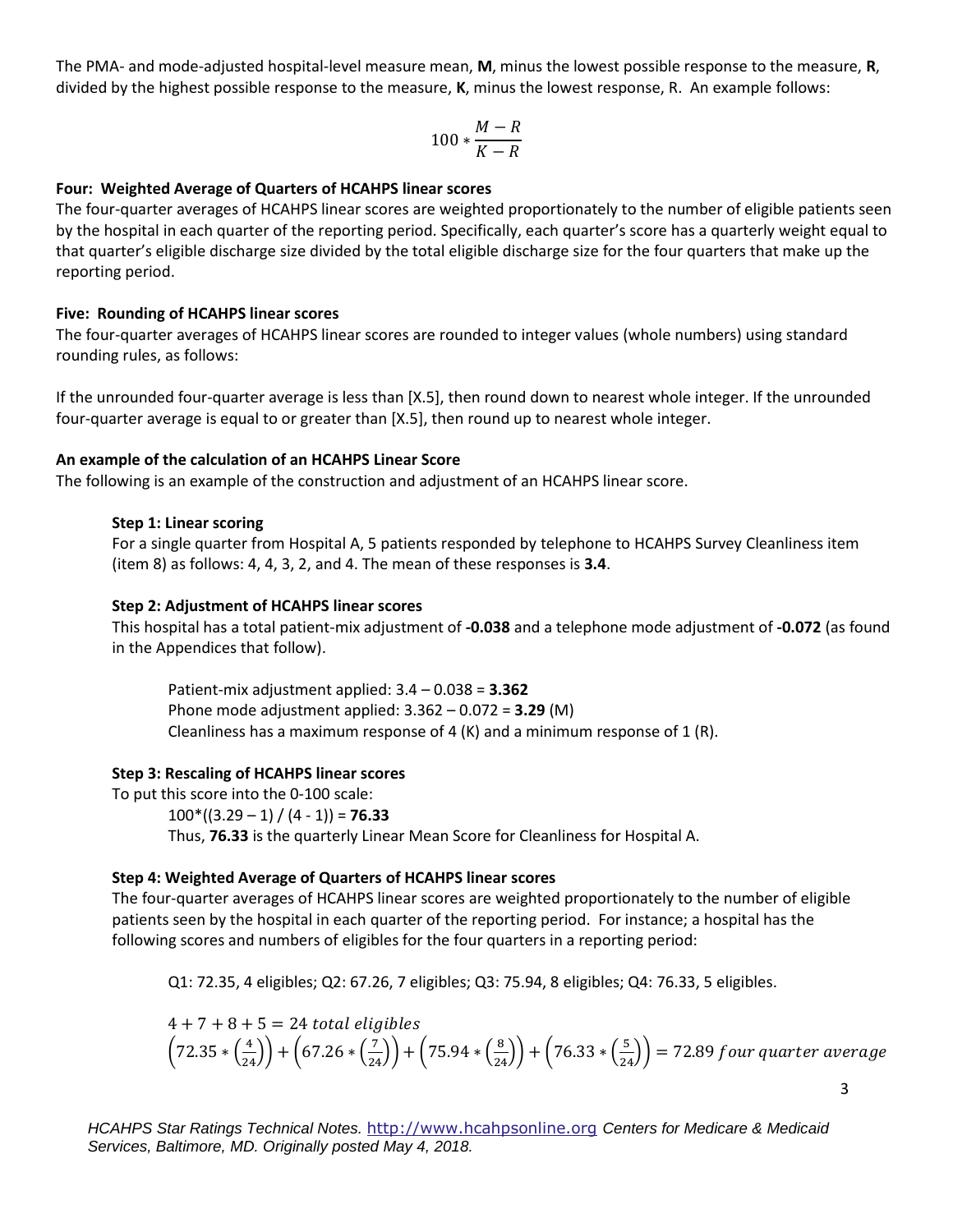The PMA- and mode-adjusted hospital-level measure mean, **M**, minus the lowest possible response to the measure, **R**, divided by the highest possible response to the measure, **K**, minus the lowest response, R. An example follows:

$$100 * \frac{M - R}{K - R}$$

**Four: Weighted Average of Quarters of HCAHPS linear scores**

The four-quarter averages of HCAHPS linear scores are weighted proportionately to the number of eligible patients seen by the hospital in each quarter of the reporting period. Specifically, each quarter's score has a quarterly weight equal to that quarter's eligible discharge size divided by the total eligible discharge size for the four quarters that make up the reporting period.

**Five: Rounding of HCAHPS linear scores**

The four-quarter averages of HCAHPS linear scores are rounded to integer values (whole numbers) using standard rounding rules, as follows:

If the unrounded four-quarter average is less than [X.5], then round down to nearest whole integer. If the unrounded four-quarter average is equal to or greater than [X.5], then round up to nearest whole integer.

**An example of the calculation of an HCAHPS Linear Score**

The following is an example of the construction and adjustment of an HCAHPS linear score.

**Step 1: Linear scoring**

For a single quarter from Hospital A, 5 patients responded by telephone to HCAHPS Survey Cleanliness item (item 8) as follows: 4, 4, 3, 2, and 4. The mean of these responses is **3.4**.

**Step 2: Adjustment of HCAHPS linear scores**

This hospital has a total patient-mix adjustment of **-0.038** and a telephone mode adjustment of **-0.072** (as found in the Appendices that follow).

Patient-mix adjustment applied: 3.4 – 0.038 = **3.362**
Phone mode adjustment applied: 3.362 – 0.072 = **3.29** (M)
Cleanliness has a maximum response of 4 (K) and a minimum response of 1 (R).

**Step 3: Rescaling of HCAHPS linear scores**

To put this score into the 0-100 scale:
100*((3.29 – 1) / (4 - 1)) = **76.33**
Thus, **76.33** is the quarterly Linear Mean Score for Cleanliness for Hospital A.

**Step 4: Weighted Average of Quarters of HCAHPS linear scores**

The four-quarter averages of HCAHPS linear scores are weighted proportionately to the number of eligible patients seen by the hospital in each quarter of the reporting period. For instance; a hospital has the following scores and numbers of eligibles for the four quarters in a reporting period:

Q1: 72.35, 4 eligibles; Q2: 67.26, 7 eligibles; Q3: 75.94, 8 eligibles; Q4: 76.33, 5 eligibles.

$$4 + 7 + 8 + 5 = 24 \textit{ total eligibles}$$

$$\left(72.35 * \left(\frac{4}{24}\right)\right) + \left(67.26 * \left(\frac{7}{24}\right)\right) + \left(75.94 * \left(\frac{8}{24}\right)\right) + \left(76.33 * \left(\frac{5}{24}\right)\right) = 72.89 \textit{ four quarter average}$$

*HCAHPS Star Ratings Technical Notes.* http://www.hcahpsonline.org *Centers for Medicare & Medicaid Services, Baltimore, MD. Originally posted May 4, 2018.*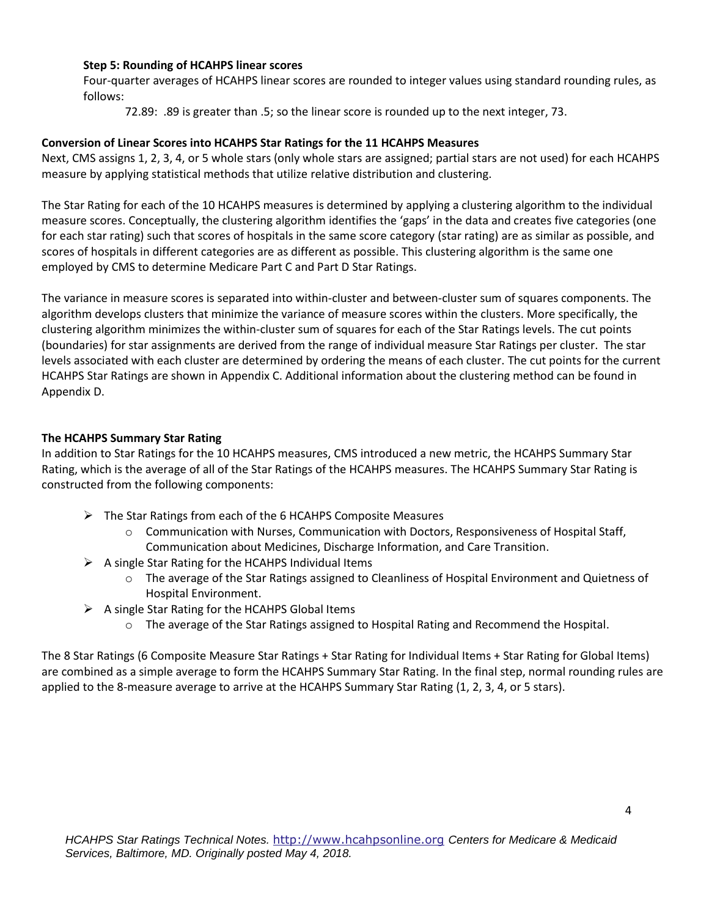**Step 5: Rounding of HCAHPS linear scores**

Four-quarter averages of HCAHPS linear scores are rounded to integer values using standard rounding rules, as follows:

72.89: .89 is greater than .5; so the linear score is rounded up to the next integer, 73.

**Conversion of Linear Scores into HCAHPS Star Ratings for the 11 HCAHPS Measures**

Next, CMS assigns 1, 2, 3, 4, or 5 whole stars (only whole stars are assigned; partial stars are not used) for each HCAHPS measure by applying statistical methods that utilize relative distribution and clustering.

The Star Rating for each of the 10 HCAHPS measures is determined by applying a clustering algorithm to the individual measure scores. Conceptually, the clustering algorithm identifies the 'gaps' in the data and creates five categories (one for each star rating) such that scores of hospitals in the same score category (star rating) are as similar as possible, and scores of hospitals in different categories are as different as possible. This clustering algorithm is the same one employed by CMS to determine Medicare Part C and Part D Star Ratings.

The variance in measure scores is separated into within-cluster and between-cluster sum of squares components. The algorithm develops clusters that minimize the variance of measure scores within the clusters. More specifically, the clustering algorithm minimizes the within-cluster sum of squares for each of the Star Ratings levels. The cut points (boundaries) for star assignments are derived from the range of individual measure Star Ratings per cluster. The star levels associated with each cluster are determined by ordering the means of each cluster. The cut points for the current HCAHPS Star Ratings are shown in Appendix C. Additional information about the clustering method can be found in Appendix D.

**The HCAHPS Summary Star Rating**

In addition to Star Ratings for the 10 HCAHPS measures, CMS introduced a new metric, the HCAHPS Summary Star Rating, which is the average of all of the Star Ratings of the HCAHPS measures. The HCAHPS Summary Star Rating is constructed from the following components:

- The Star Ratings from each of the 6 HCAHPS Composite Measures
  - Communication with Nurses, Communication with Doctors, Responsiveness of Hospital Staff, Communication about Medicines, Discharge Information, and Care Transition.
- A single Star Rating for the HCAHPS Individual Items
  - The average of the Star Ratings assigned to Cleanliness of Hospital Environment and Quietness of Hospital Environment.
- A single Star Rating for the HCAHPS Global Items
  - The average of the Star Ratings assigned to Hospital Rating and Recommend the Hospital.

The 8 Star Ratings (6 Composite Measure Star Ratings + Star Rating for Individual Items + Star Rating for Global Items) are combined as a simple average to form the HCAHPS Summary Star Rating. In the final step, normal rounding rules are applied to the 8-measure average to arrive at the HCAHPS Summary Star Rating (1, 2, 3, 4, or 5 stars).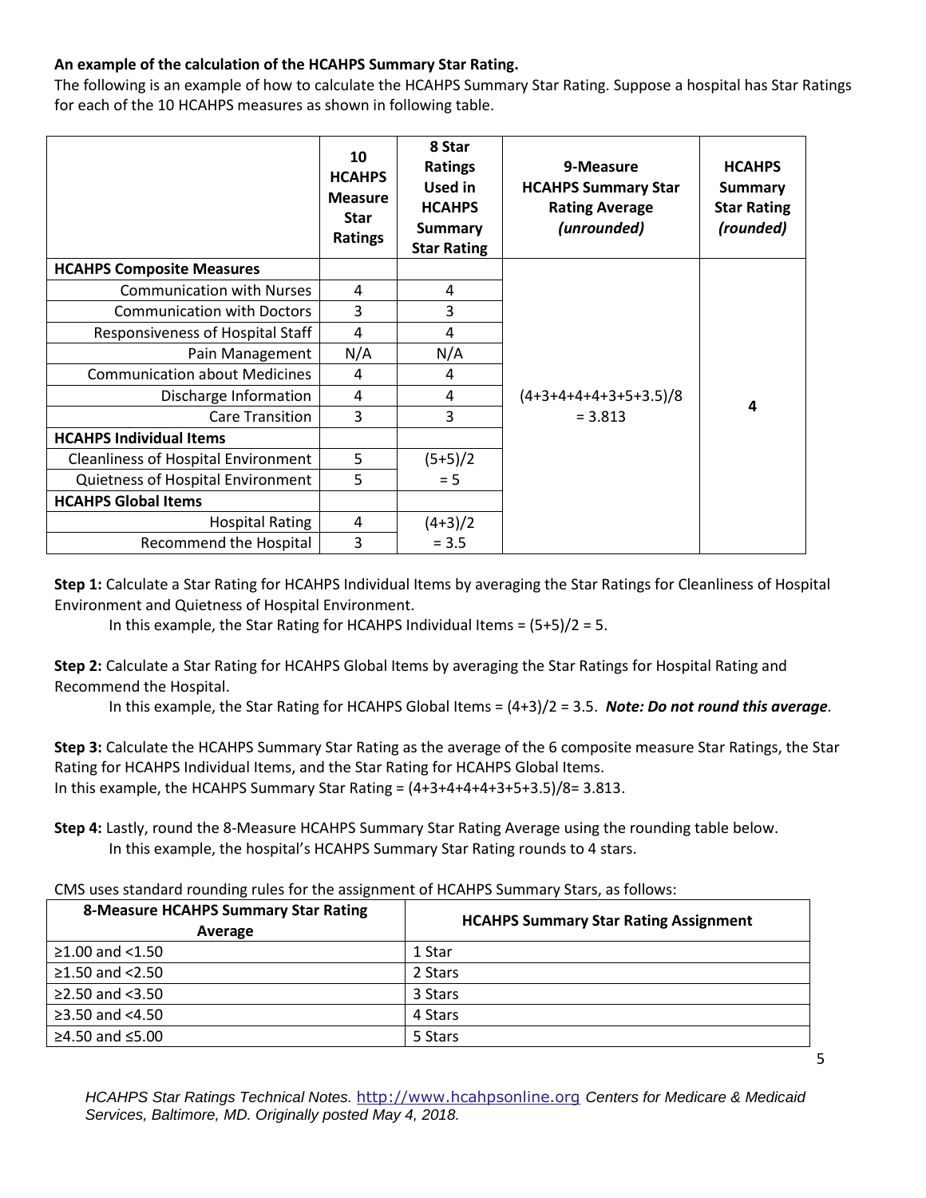**An example of the calculation of the HCAHPS Summary Star Rating.**

The following is an example of how to calculate the HCAHPS Summary Star Rating. Suppose a hospital has Star Ratings for each of the 10 HCAHPS measures as shown in following table.

| | 10 HCAHPS Measure Star Ratings | 8 Star Ratings Used in HCAHPS Summary Star Rating | 9-Measure HCAHPS Summary Star Rating Average *(unrounded)* | HCAHPS Summary Star Rating *(rounded)* |
|---|---|---|---|---|
| **HCAHPS Composite Measures** | | | (4+3+4+4+4+3+5+3.5)/8 = 3.813 | 4 |
| Communication with Nurses | 4 | 4 | | |
| Communication with Doctors | 3 | 3 | | |
| Responsiveness of Hospital Staff | 4 | 4 | | |
| Pain Management | N/A | N/A | | |
| Communication about Medicines | 4 | 4 | | |
| Discharge Information | 4 | 4 | | |
| Care Transition | 3 | 3 | | |
| **HCAHPS Individual Items** | | | | |
| Cleanliness of Hospital Environment | 5 | (5+5)/2 = 5 | | |
| Quietness of Hospital Environment | 5 | | | |
| **HCAHPS Global Items** | | | | |
| Hospital Rating | 4 | (4+3)/2 = 3.5 | | |
| Recommend the Hospital | 3 | | | |

**Step 1:** Calculate a Star Rating for HCAHPS Individual Items by averaging the Star Ratings for Cleanliness of Hospital Environment and Quietness of Hospital Environment.

In this example, the Star Rating for HCAHPS Individual Items = (5+5)/2 = 5.

**Step 2:** Calculate a Star Rating for HCAHPS Global Items by averaging the Star Ratings for Hospital Rating and Recommend the Hospital.

In this example, the Star Rating for HCAHPS Global Items = (4+3)/2 = 3.5. ***Note: Do not round this average.***

**Step 3:** Calculate the HCAHPS Summary Star Rating as the average of the 6 composite measure Star Ratings, the Star Rating for HCAHPS Individual Items, and the Star Rating for HCAHPS Global Items.
In this example, the HCAHPS Summary Star Rating = (4+3+4+4+4+3+5+3.5)/8= 3.813.

**Step 4:** Lastly, round the 8-Measure HCAHPS Summary Star Rating Average using the rounding table below.

In this example, the hospital's HCAHPS Summary Star Rating rounds to 4 stars.

CMS uses standard rounding rules for the assignment of HCAHPS Summary Stars, as follows:

| 8-Measure HCAHPS Summary Star Rating Average | HCAHPS Summary Star Rating Assignment |
|---|---|
| ≥1.00 and <1.50 | 1 Star |
| ≥1.50 and <2.50 | 2 Stars |
| ≥2.50 and <3.50 | 3 Stars |
| ≥3.50 and <4.50 | 4 Stars |
| ≥4.50 and ≤5.00 | 5 Stars |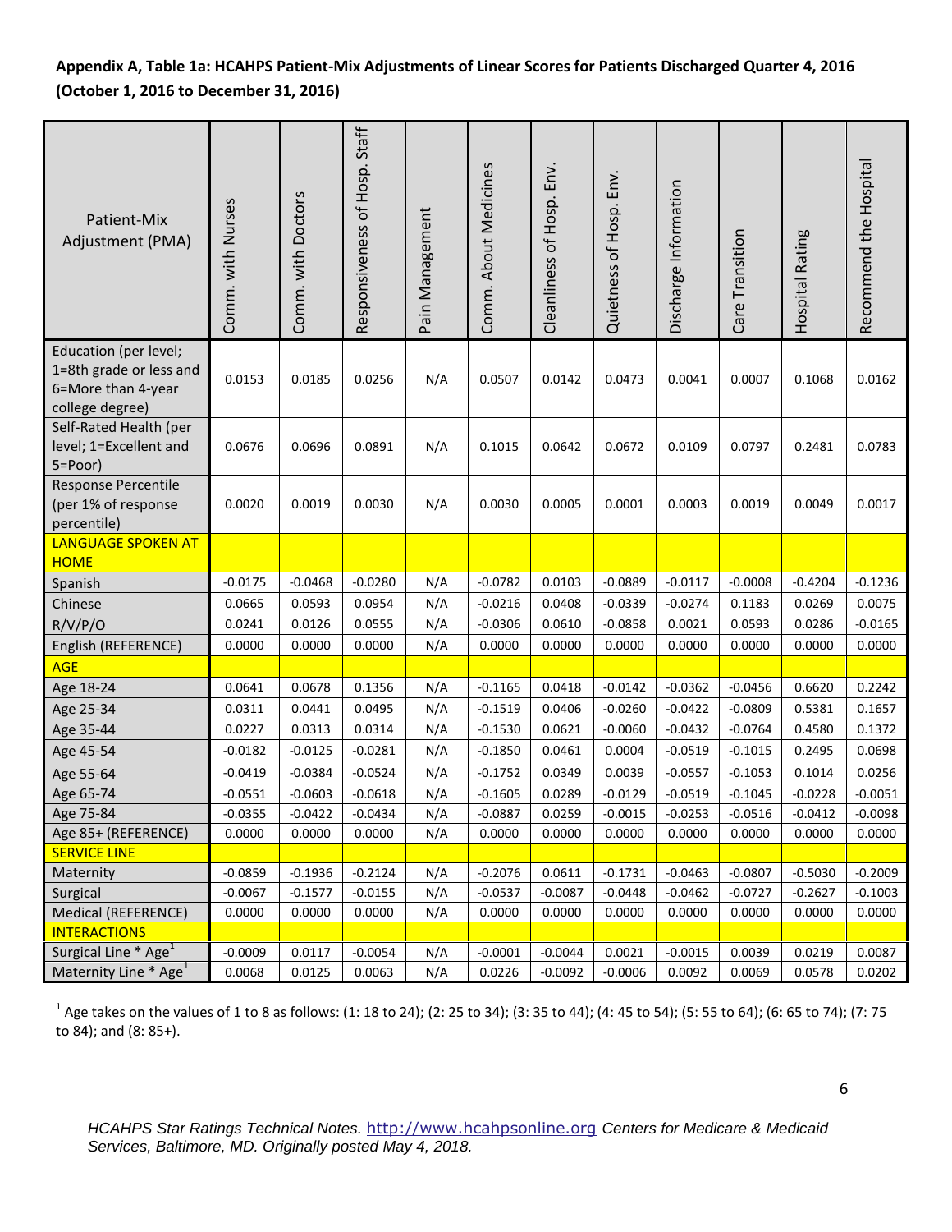**Appendix A, Table 1a: HCAHPS Patient-Mix Adjustments of Linear Scores for Patients Discharged Quarter 4, 2016 (October 1, 2016 to December 31, 2016)**

| Patient-Mix Adjustment (PMA) | Comm. with Nurses | Comm. with Doctors | Responsiveness of Hosp. Staff | Pain Management | Comm. About Medicines | Cleanliness of Hosp. Env. | Quietness of Hosp. Env. | Discharge Information | Care Transition | Hospital Rating | Recommend the Hospital |
|---|---|---|---|---|---|---|---|---|---|---|---|
| Education (per level; 1=8th grade or less and 6=More than 4-year college degree) | 0.0153 | 0.0185 | 0.0256 | N/A | 0.0507 | 0.0142 | 0.0473 | 0.0041 | 0.0007 | 0.1068 | 0.0162 |
| Self-Rated Health (per level; 1=Excellent and 5=Poor) | 0.0676 | 0.0696 | 0.0891 | N/A | 0.1015 | 0.0642 | 0.0672 | 0.0109 | 0.0797 | 0.2481 | 0.0783 |
| Response Percentile (per 1% of response percentile) | 0.0020 | 0.0019 | 0.0030 | N/A | 0.0030 | 0.0005 | 0.0001 | 0.0003 | 0.0019 | 0.0049 | 0.0017 |
| LANGUAGE SPOKEN AT HOME | | | | | | | | | | | |
| Spanish | -0.0175 | -0.0468 | -0.0280 | N/A | -0.0782 | 0.0103 | -0.0889 | -0.0117 | -0.0008 | -0.4204 | -0.1236 |
| Chinese | 0.0665 | 0.0593 | 0.0954 | N/A | -0.0216 | 0.0408 | -0.0339 | -0.0274 | 0.1183 | 0.0269 | 0.0075 |
| R/V/P/O | 0.0241 | 0.0126 | 0.0555 | N/A | -0.0306 | 0.0610 | -0.0858 | 0.0021 | 0.0593 | 0.0286 | -0.0165 |
| English (REFERENCE) | 0.0000 | 0.0000 | 0.0000 | N/A | 0.0000 | 0.0000 | 0.0000 | 0.0000 | 0.0000 | 0.0000 | 0.0000 |
| AGE | | | | | | | | | | | |
| Age 18-24 | 0.0641 | 0.0678 | 0.1356 | N/A | -0.1165 | 0.0418 | -0.0142 | -0.0362 | -0.0456 | 0.6620 | 0.2242 |
| Age 25-34 | 0.0311 | 0.0441 | 0.0495 | N/A | -0.1519 | 0.0406 | -0.0260 | -0.0422 | -0.0809 | 0.5381 | 0.1657 |
| Age 35-44 | 0.0227 | 0.0313 | 0.0314 | N/A | -0.1530 | 0.0621 | -0.0060 | -0.0432 | -0.0764 | 0.4580 | 0.1372 |
| Age 45-54 | -0.0182 | -0.0125 | -0.0281 | N/A | -0.1850 | 0.0461 | 0.0004 | -0.0519 | -0.1015 | 0.2495 | 0.0698 |
| Age 55-64 | -0.0419 | -0.0384 | -0.0524 | N/A | -0.1752 | 0.0349 | 0.0039 | -0.0557 | -0.1053 | 0.1014 | 0.0256 |
| Age 65-74 | -0.0551 | -0.0603 | -0.0618 | N/A | -0.1605 | 0.0289 | -0.0129 | -0.0519 | -0.1045 | -0.0228 | -0.0051 |
| Age 75-84 | -0.0355 | -0.0422 | -0.0434 | N/A | -0.0887 | 0.0259 | -0.0015 | -0.0253 | -0.0516 | -0.0412 | -0.0098 |
| Age 85+ (REFERENCE) | 0.0000 | 0.0000 | 0.0000 | N/A | 0.0000 | 0.0000 | 0.0000 | 0.0000 | 0.0000 | 0.0000 | 0.0000 |
| SERVICE LINE | | | | | | | | | | | |
| Maternity | -0.0859 | -0.1936 | -0.2124 | N/A | -0.2076 | 0.0611 | -0.1731 | -0.0463 | -0.0807 | -0.5030 | -0.2009 |
| Surgical | -0.0067 | -0.1577 | -0.0155 | N/A | -0.0537 | -0.0087 | -0.0448 | -0.0462 | -0.0727 | -0.2627 | -0.1003 |
| Medical (REFERENCE) | 0.0000 | 0.0000 | 0.0000 | N/A | 0.0000 | 0.0000 | 0.0000 | 0.0000 | 0.0000 | 0.0000 | 0.0000 |
| INTERACTIONS | | | | | | | | | | | |
| Surgical Line * Age[1] | -0.0009 | 0.0117 | -0.0054 | N/A | -0.0001 | -0.0044 | 0.0021 | -0.0015 | 0.0039 | 0.0219 | 0.0087 |
| Maternity Line * Age[1] | 0.0068 | 0.0125 | 0.0063 | N/A | 0.0226 | -0.0092 | -0.0006 | 0.0092 | 0.0069 | 0.0578 | 0.0202 |

[1] Age takes on the values of 1 to 8 as follows: (1: 18 to 24); (2: 25 to 34); (3: 35 to 44); (4: 45 to 54); (5: 55 to 64); (6: 65 to 74); (7: 75 to 84); and (8: 85+).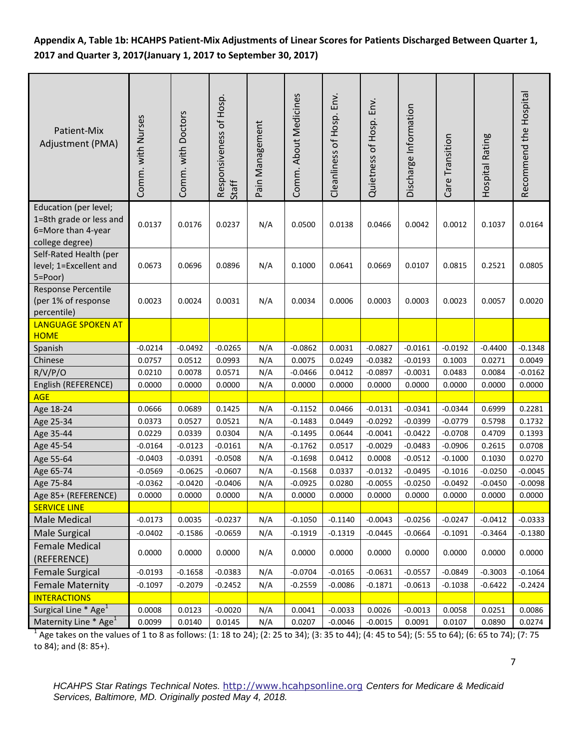**Appendix A, Table 1b: HCAHPS Patient-Mix Adjustments of Linear Scores for Patients Discharged Between Quarter 1, 2017 and Quarter 3, 2017(January 1, 2017 to September 30, 2017)**

| Patient-Mix Adjustment (PMA) | Comm. with Nurses | Comm. with Doctors | Responsiveness of Hosp. Staff | Pain Management | Comm. About Medicines | Cleanliness of Hosp. Env. | Quietness of Hosp. Env. | Discharge Information | Care Transition | Hospital Rating | Recommend the Hospital |
|---|---|---|---|---|---|---|---|---|---|---|---|
| Education (per level; 1=8th grade or less and 6=More than 4-year college degree) | 0.0137 | 0.0176 | 0.0237 | N/A | 0.0500 | 0.0138 | 0.0466 | 0.0042 | 0.0012 | 0.1037 | 0.0164 |
| Self-Rated Health (per level; 1=Excellent and 5=Poor) | 0.0673 | 0.0696 | 0.0896 | N/A | 0.1000 | 0.0641 | 0.0669 | 0.0107 | 0.0815 | 0.2521 | 0.0805 |
| Response Percentile (per 1% of response percentile) | 0.0023 | 0.0024 | 0.0031 | N/A | 0.0034 | 0.0006 | 0.0003 | 0.0003 | 0.0023 | 0.0057 | 0.0020 |
| LANGUAGE SPOKEN AT HOME | | | | | | | | | | | |
| Spanish | -0.0214 | -0.0492 | -0.0265 | N/A | -0.0862 | 0.0031 | -0.0827 | -0.0161 | -0.0192 | -0.4400 | -0.1348 |
| Chinese | 0.0757 | 0.0512 | 0.0993 | N/A | 0.0075 | 0.0249 | -0.0382 | -0.0193 | 0.1003 | 0.0271 | 0.0049 |
| R/V/P/O | 0.0210 | 0.0078 | 0.0571 | N/A | -0.0466 | 0.0412 | -0.0897 | -0.0031 | 0.0483 | 0.0084 | -0.0162 |
| English (REFERENCE) | 0.0000 | 0.0000 | 0.0000 | N/A | 0.0000 | 0.0000 | 0.0000 | 0.0000 | 0.0000 | 0.0000 | 0.0000 |
| AGE | | | | | | | | | | | |
| Age 18-24 | 0.0666 | 0.0689 | 0.1425 | N/A | -0.1152 | 0.0466 | -0.0131 | -0.0341 | -0.0344 | 0.6999 | 0.2281 |
| Age 25-34 | 0.0373 | 0.0527 | 0.0521 | N/A | -0.1483 | 0.0449 | -0.0292 | -0.0399 | -0.0779 | 0.5798 | 0.1732 |
| Age 35-44 | 0.0229 | 0.0339 | 0.0304 | N/A | -0.1495 | 0.0644 | -0.0041 | -0.0422 | -0.0708 | 0.4709 | 0.1393 |
| Age 45-54 | -0.0164 | -0.0123 | -0.0161 | N/A | -0.1762 | 0.0517 | -0.0029 | -0.0483 | -0.0906 | 0.2615 | 0.0708 |
| Age 55-64 | -0.0403 | -0.0391 | -0.0508 | N/A | -0.1698 | 0.0412 | 0.0008 | -0.0512 | -0.1000 | 0.1030 | 0.0270 |
| Age 65-74 | -0.0569 | -0.0625 | -0.0607 | N/A | -0.1568 | 0.0337 | -0.0132 | -0.0495 | -0.1016 | -0.0250 | -0.0045 |
| Age 75-84 | -0.0362 | -0.0420 | -0.0406 | N/A | -0.0925 | 0.0280 | -0.0055 | -0.0250 | -0.0492 | -0.0450 | -0.0098 |
| Age 85+ (REFERENCE) | 0.0000 | 0.0000 | 0.0000 | N/A | 0.0000 | 0.0000 | 0.0000 | 0.0000 | 0.0000 | 0.0000 | 0.0000 |
| SERVICE LINE | | | | | | | | | | | |
| Male Medical | -0.0173 | 0.0035 | -0.0237 | N/A | -0.1050 | -0.1140 | -0.0043 | -0.0256 | -0.0247 | -0.0412 | -0.0333 |
| Male Surgical | -0.0402 | -0.1586 | -0.0659 | N/A | -0.1919 | -0.1319 | -0.0445 | -0.0664 | -0.1091 | -0.3464 | -0.1380 |
| Female Medical (REFERENCE) | 0.0000 | 0.0000 | 0.0000 | N/A | 0.0000 | 0.0000 | 0.0000 | 0.0000 | 0.0000 | 0.0000 | 0.0000 |
| Female Surgical | -0.0193 | -0.1658 | -0.0383 | N/A | -0.0704 | -0.0165 | -0.0631 | -0.0557 | -0.0849 | -0.3003 | -0.1064 |
| Female Maternity | -0.1097 | -0.2079 | -0.2452 | N/A | -0.2559 | -0.0086 | -0.1871 | -0.0613 | -0.1038 | -0.6422 | -0.2424 |
| INTERACTIONS | | | | | | | | | | | |
| Surgical Line * Age[1] | 0.0008 | 0.0123 | -0.0020 | N/A | 0.0041 | -0.0033 | 0.0026 | -0.0013 | 0.0058 | 0.0251 | 0.0086 |
| Maternity Line * Age[1] | 0.0099 | 0.0140 | 0.0145 | N/A | 0.0207 | -0.0046 | -0.0015 | 0.0091 | 0.0107 | 0.0890 | 0.0274 |

[1] Age takes on the values of 1 to 8 as follows: (1: 18 to 24); (2: 25 to 34); (3: 35 to 44); (4: 45 to 54); (5: 55 to 64); (6: 65 to 74); (7: 75 to 84); and (8: 85+).

*HCAHPS Star Ratings Technical Notes.* http://www.hcahpsonline.org *Centers for Medicare & Medicaid Services, Baltimore, MD. Originally posted May 4, 2018.*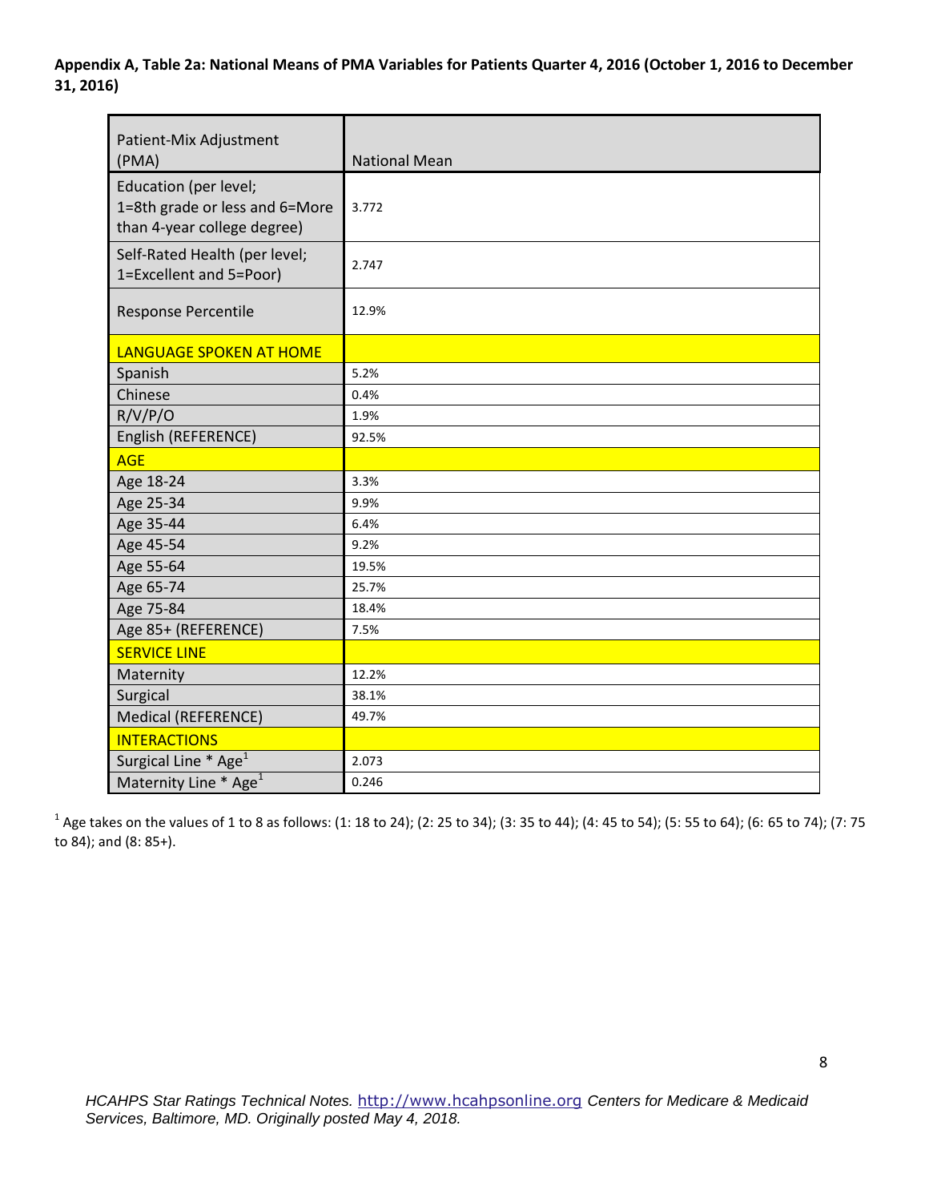**Appendix A, Table 2a: National Means of PMA Variables for Patients Quarter 4, 2016 (October 1, 2016 to December 31, 2016)**

| Patient-Mix Adjustment (PMA) | National Mean |
|---|---|
| Education (per level; 1=8th grade or less and 6=More than 4-year college degree) | 3.772 |
| Self-Rated Health (per level; 1=Excellent and 5=Poor) | 2.747 |
| Response Percentile | 12.9% |
| LANGUAGE SPOKEN AT HOME | |
| Spanish | 5.2% |
| Chinese | 0.4% |
| R/V/P/O | 1.9% |
| English (REFERENCE) | 92.5% |
| AGE | |
| Age 18-24 | 3.3% |
| Age 25-34 | 9.9% |
| Age 35-44 | 6.4% |
| Age 45-54 | 9.2% |
| Age 55-64 | 19.5% |
| Age 65-74 | 25.7% |
| Age 75-84 | 18.4% |
| Age 85+ (REFERENCE) | 7.5% |
| SERVICE LINE | |
| Maternity | 12.2% |
| Surgical | 38.1% |
| Medical (REFERENCE) | 49.7% |
| INTERACTIONS | |
| Surgical Line * Age[1] | 2.073 |
| Maternity Line * Age[1] | 0.246 |

[1] Age takes on the values of 1 to 8 as follows: (1: 18 to 24); (2: 25 to 34); (3: 35 to 44); (4: 45 to 54); (5: 55 to 64); (6: 65 to 74); (7: 75 to 84); and (8: 85+).

*HCAHPS Star Ratings Technical Notes.* http://www.hcahpsonline.org *Centers for Medicare & Medicaid Services, Baltimore, MD. Originally posted May 4, 2018.*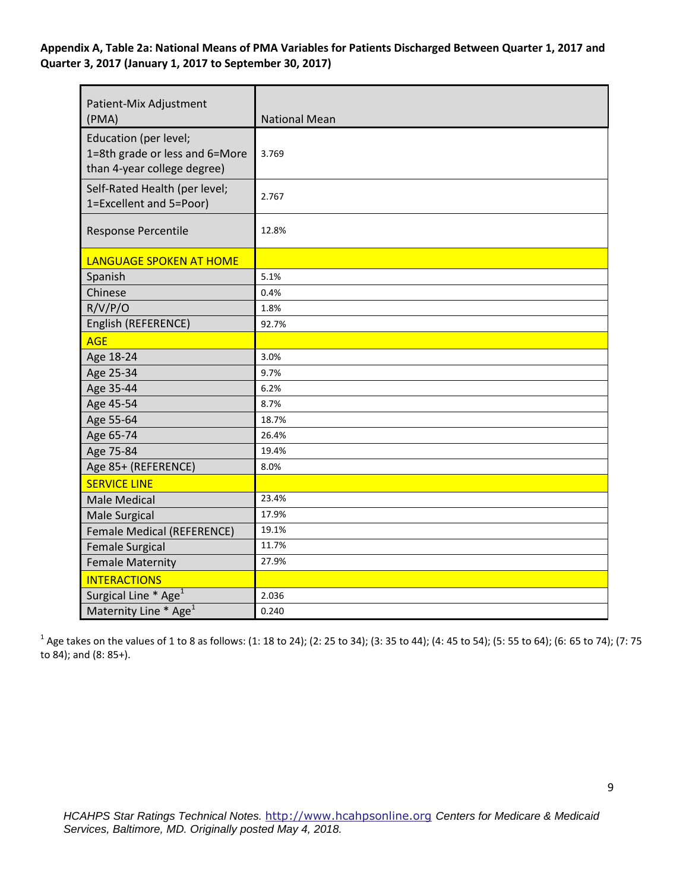**Appendix A, Table 2a: National Means of PMA Variables for Patients Discharged Between Quarter 1, 2017 and Quarter 3, 2017 (January 1, 2017 to September 30, 2017)**

| Patient-Mix Adjustment (PMA) | National Mean |
|---|---|
| Education (per level; 1=8th grade or less and 6=More than 4-year college degree) | 3.769 |
| Self-Rated Health (per level; 1=Excellent and 5=Poor) | 2.767 |
| Response Percentile | 12.8% |
| LANGUAGE SPOKEN AT HOME | |
| Spanish | 5.1% |
| Chinese | 0.4% |
| R/V/P/O | 1.8% |
| English (REFERENCE) | 92.7% |
| AGE | |
| Age 18-24 | 3.0% |
| Age 25-34 | 9.7% |
| Age 35-44 | 6.2% |
| Age 45-54 | 8.7% |
| Age 55-64 | 18.7% |
| Age 65-74 | 26.4% |
| Age 75-84 | 19.4% |
| Age 85+ (REFERENCE) | 8.0% |
| SERVICE LINE | |
| Male Medical | 23.4% |
| Male Surgical | 17.9% |
| Female Medical (REFERENCE) | 19.1% |
| Female Surgical | 11.7% |
| Female Maternity | 27.9% |
| INTERACTIONS | |
| Surgical Line * Age[1] | 2.036 |
| Maternity Line * Age[1] | 0.240 |

[1] Age takes on the values of 1 to 8 as follows: (1: 18 to 24); (2: 25 to 34); (3: 35 to 44); (4: 45 to 54); (5: 55 to 64); (6: 65 to 74); (7: 75 to 84); and (8: 85+).

*HCAHPS Star Ratings Technical Notes.* http://www.hcahpsonline.org *Centers for Medicare & Medicaid Services, Baltimore, MD. Originally posted May 4, 2018.*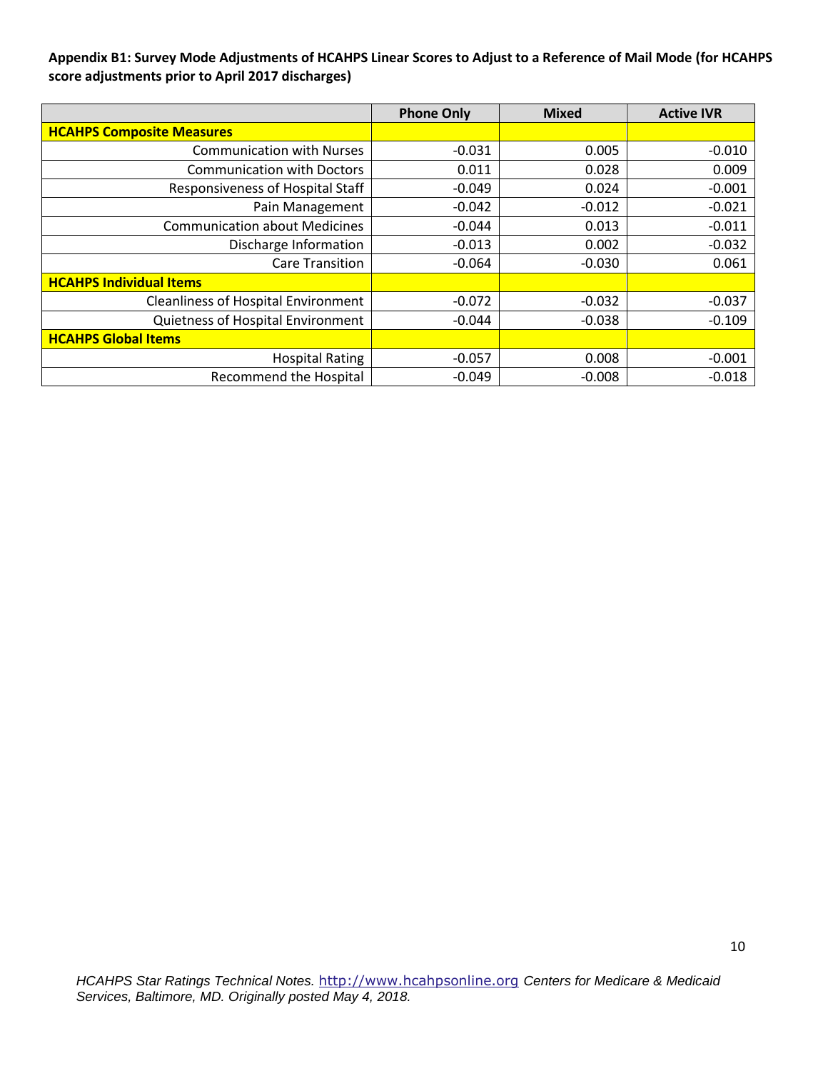**Appendix B1: Survey Mode Adjustments of HCAHPS Linear Scores to Adjust to a Reference of Mail Mode (for HCAHPS score adjustments prior to April 2017 discharges)**

| | Phone Only | Mixed | Active IVR |
|---|---|---|---|
| **HCAHPS Composite Measures** | | | |
| Communication with Nurses | -0.031 | 0.005 | -0.010 |
| Communication with Doctors | 0.011 | 0.028 | 0.009 |
| Responsiveness of Hospital Staff | -0.049 | 0.024 | -0.001 |
| Pain Management | -0.042 | -0.012 | -0.021 |
| Communication about Medicines | -0.044 | 0.013 | -0.011 |
| Discharge Information | -0.013 | 0.002 | -0.032 |
| Care Transition | -0.064 | -0.030 | 0.061 |
| **HCAHPS Individual Items** | | | |
| Cleanliness of Hospital Environment | -0.072 | -0.032 | -0.037 |
| Quietness of Hospital Environment | -0.044 | -0.038 | -0.109 |
| **HCAHPS Global Items** | | | |
| Hospital Rating | -0.057 | 0.008 | -0.001 |
| Recommend the Hospital | -0.049 | -0.008 | -0.018 |

*HCAHPS Star Ratings Technical Notes.* http://www.hcahpsonline.org *Centers for Medicare & Medicaid Services, Baltimore, MD. Originally posted May 4, 2018.*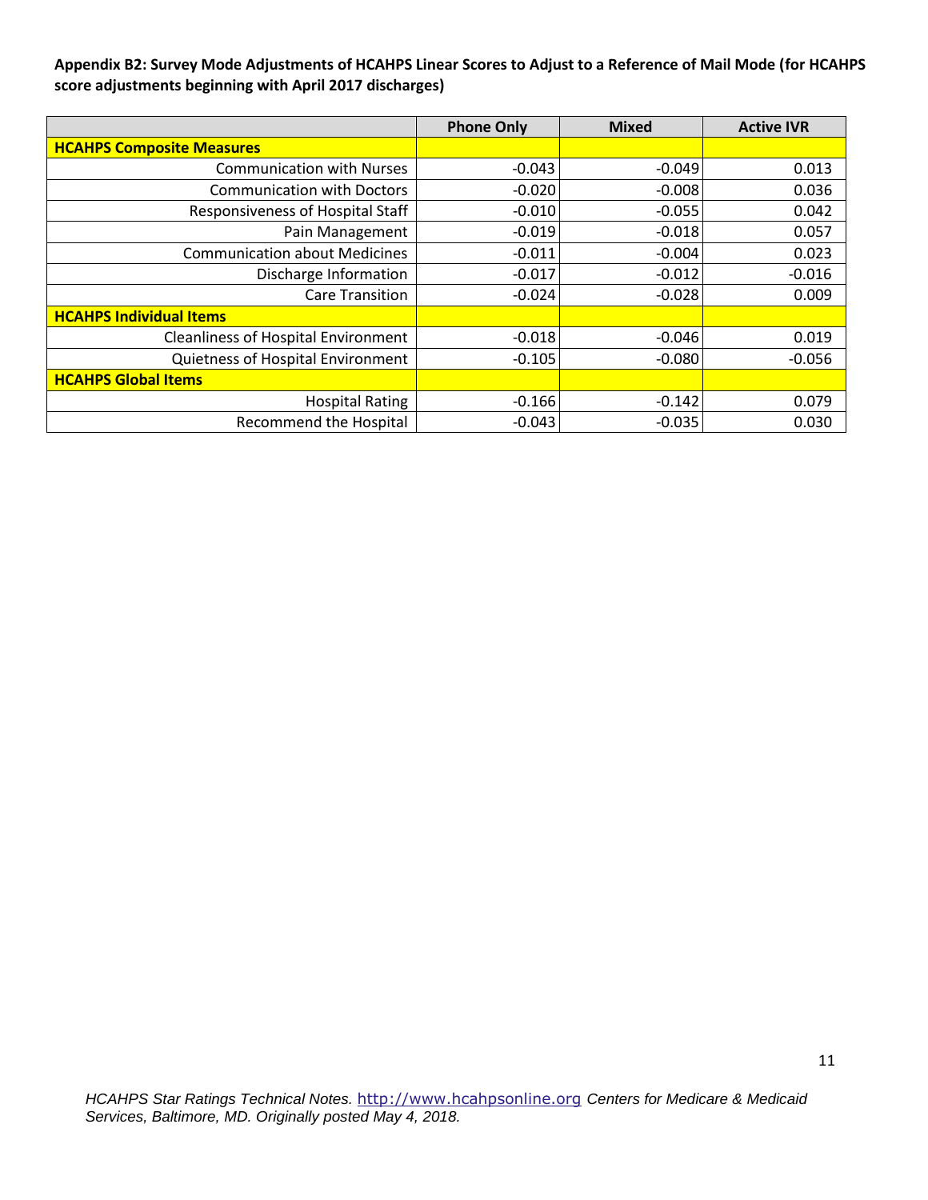**Appendix B2: Survey Mode Adjustments of HCAHPS Linear Scores to Adjust to a Reference of Mail Mode (for HCAHPS score adjustments beginning with April 2017 discharges)**

| | Phone Only | Mixed | Active IVR |
|---|---|---|---|
| **HCAHPS Composite Measures** | | | |
| Communication with Nurses | -0.043 | -0.049 | 0.013 |
| Communication with Doctors | -0.020 | -0.008 | 0.036 |
| Responsiveness of Hospital Staff | -0.010 | -0.055 | 0.042 |
| Pain Management | -0.019 | -0.018 | 0.057 |
| Communication about Medicines | -0.011 | -0.004 | 0.023 |
| Discharge Information | -0.017 | -0.012 | -0.016 |
| Care Transition | -0.024 | -0.028 | 0.009 |
| **HCAHPS Individual Items** | | | |
| Cleanliness of Hospital Environment | -0.018 | -0.046 | 0.019 |
| Quietness of Hospital Environment | -0.105 | -0.080 | -0.056 |
| **HCAHPS Global Items** | | | |
| Hospital Rating | -0.166 | -0.142 | 0.079 |
| Recommend the Hospital | -0.043 | -0.035 | 0.030 |

*HCAHPS Star Ratings Technical Notes.* http://www.hcahpsonline.org *Centers for Medicare & Medicaid Services, Baltimore, MD. Originally posted May 4, 2018.*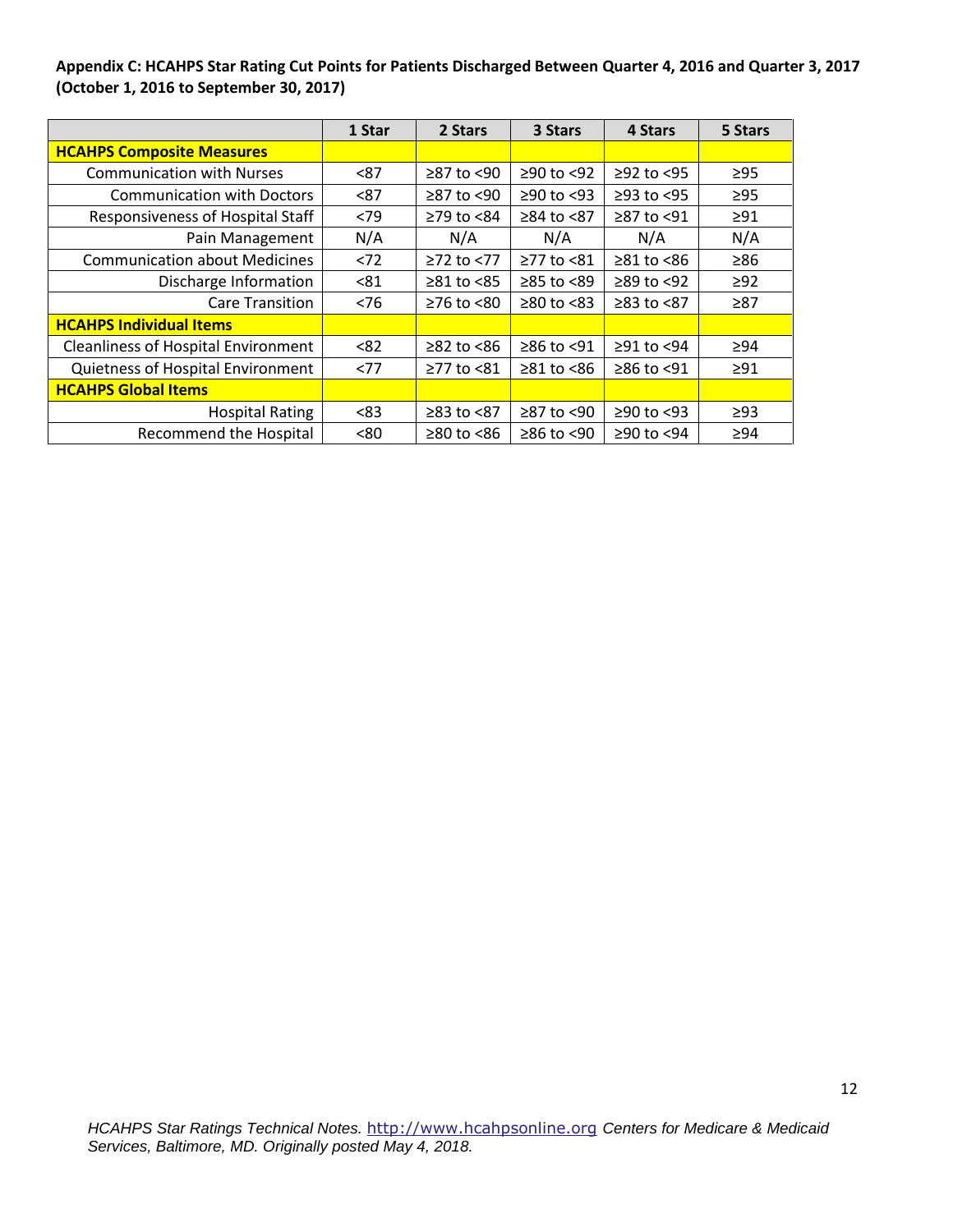**Appendix C: HCAHPS Star Rating Cut Points for Patients Discharged Between Quarter 4, 2016 and Quarter 3, 2017 (October 1, 2016 to September 30, 2017)**

| | 1 Star | 2 Stars | 3 Stars | 4 Stars | 5 Stars |
|---|---|---|---|---|---|
| **HCAHPS Composite Measures** | | | | | |
| Communication with Nurses | <87 | ≥87 to <90 | ≥90 to <92 | ≥92 to <95 | ≥95 |
| Communication with Doctors | <87 | ≥87 to <90 | ≥90 to <93 | ≥93 to <95 | ≥95 |
| Responsiveness of Hospital Staff | <79 | ≥79 to <84 | ≥84 to <87 | ≥87 to <91 | ≥91 |
| Pain Management | N/A | N/A | N/A | N/A | N/A |
| Communication about Medicines | <72 | ≥72 to <77 | ≥77 to <81 | ≥81 to <86 | ≥86 |
| Discharge Information | <81 | ≥81 to <85 | ≥85 to <89 | ≥89 to <92 | ≥92 |
| Care Transition | <76 | ≥76 to <80 | ≥80 to <83 | ≥83 to <87 | ≥87 |
| **HCAHPS Individual Items** | | | | | |
| Cleanliness of Hospital Environment | <82 | ≥82 to <86 | ≥86 to <91 | ≥91 to <94 | ≥94 |
| Quietness of Hospital Environment | <77 | ≥77 to <81 | ≥81 to <86 | ≥86 to <91 | ≥91 |
| **HCAHPS Global Items** | | | | | |
| Hospital Rating | <83 | ≥83 to <87 | ≥87 to <90 | ≥90 to <93 | ≥93 |
| Recommend the Hospital | <80 | ≥80 to <86 | ≥86 to <90 | ≥90 to <94 | ≥94 |

*HCAHPS Star Ratings Technical Notes.* http://www.hcahpsonline.org *Centers for Medicare & Medicaid Services, Baltimore, MD. Originally posted May 4, 2018.*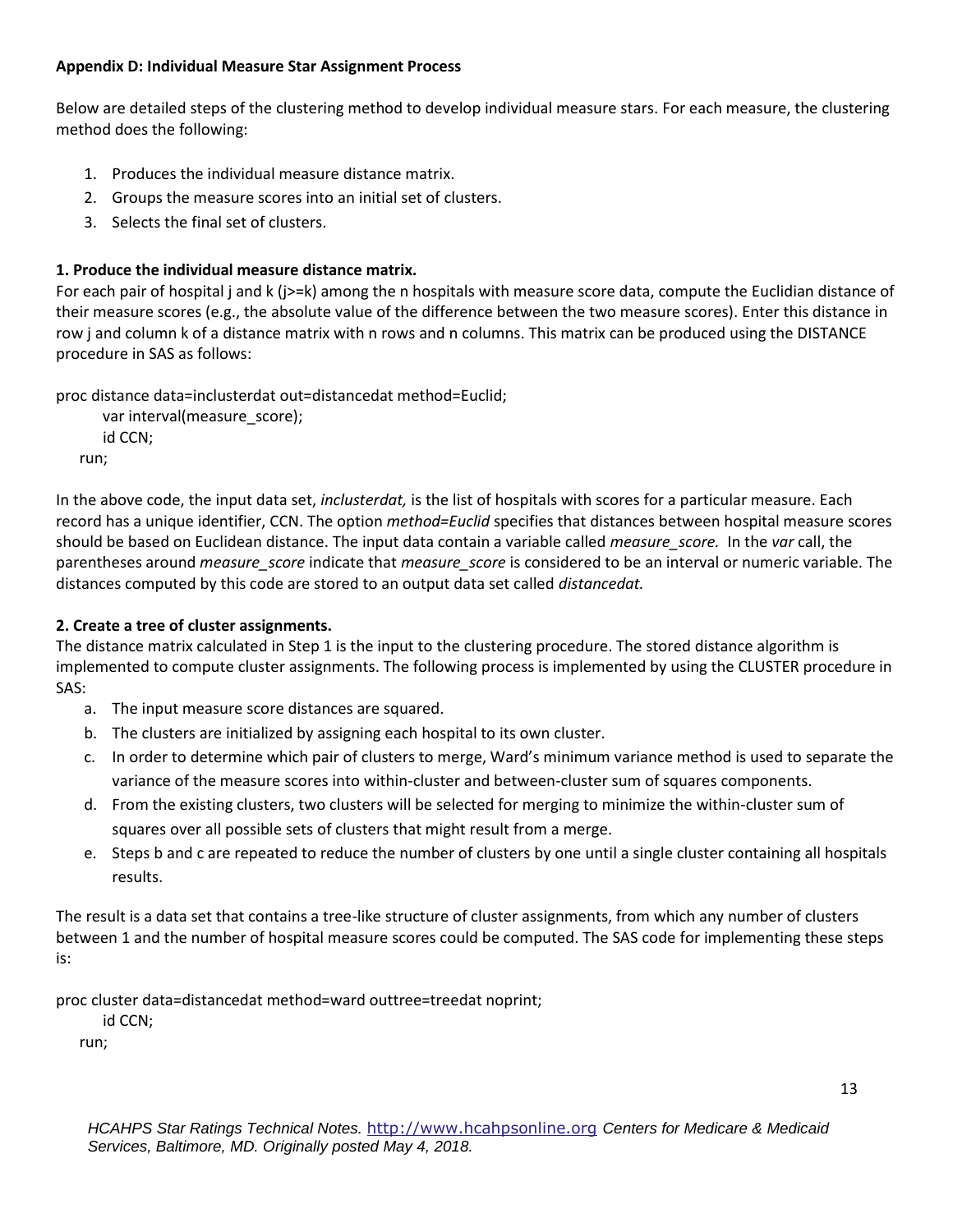**Appendix D: Individual Measure Star Assignment Process**

Below are detailed steps of the clustering method to develop individual measure stars. For each measure, the clustering method does the following:

1. Produces the individual measure distance matrix.
2. Groups the measure scores into an initial set of clusters.
3. Selects the final set of clusters.

**1. Produce the individual measure distance matrix.**

For each pair of hospital j and k (j>=k) among the n hospitals with measure score data, compute the Euclidian distance of their measure scores (e.g., the absolute value of the difference between the two measure scores). Enter this distance in row j and column k of a distance matrix with n rows and n columns. This matrix can be produced using the DISTANCE procedure in SAS as follows:

```
proc distance data=inclusterdat out=distancedat method=Euclid;
      var interval(measure_score);
      id CCN;
  run;
```

In the above code, the input data set, *inclusterdat,* is the list of hospitals with scores for a particular measure. Each record has a unique identifier, CCN. The option *method=Euclid* specifies that distances between hospital measure scores should be based on Euclidean distance. The input data contain a variable called *measure_score.* In the *var* call, the parentheses around *measure_score* indicate that *measure_score* is considered to be an interval or numeric variable. The distances computed by this code are stored to an output data set called *distancedat.*

**2. Create a tree of cluster assignments.**

The distance matrix calculated in Step 1 is the input to the clustering procedure. The stored distance algorithm is implemented to compute cluster assignments. The following process is implemented by using the CLUSTER procedure in SAS:

a. The input measure score distances are squared.
b. The clusters are initialized by assigning each hospital to its own cluster.
c. In order to determine which pair of clusters to merge, Ward's minimum variance method is used to separate the variance of the measure scores into within-cluster and between-cluster sum of squares components.
d. From the existing clusters, two clusters will be selected for merging to minimize the within-cluster sum of squares over all possible sets of clusters that might result from a merge.
e. Steps b and c are repeated to reduce the number of clusters by one until a single cluster containing all hospitals results.

The result is a data set that contains a tree-like structure of cluster assignments, from which any number of clusters between 1 and the number of hospital measure scores could be computed. The SAS code for implementing these steps is:

```
proc cluster data=distancedat method=ward outtree=treedat noprint;
      id CCN;
  run;
```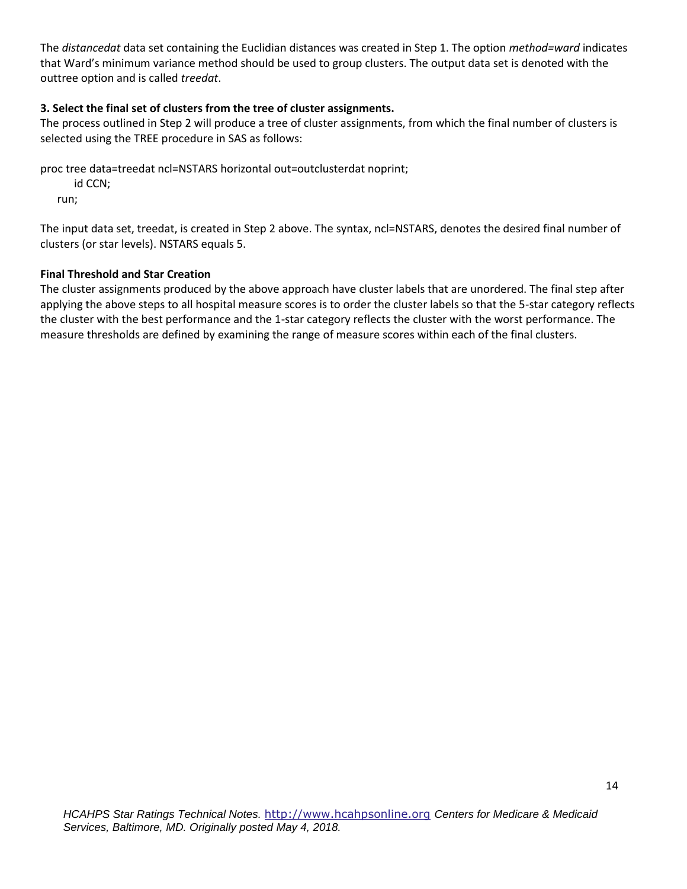The *distancedat* data set containing the Euclidian distances was created in Step 1. The option *method=ward* indicates that Ward's minimum variance method should be used to group clusters. The output data set is denoted with the outtree option and is called *treedat*.

**3. Select the final set of clusters from the tree of cluster assignments.**

The process outlined in Step 2 will produce a tree of cluster assignments, from which the final number of clusters is selected using the TREE procedure in SAS as follows:

```
proc tree data=treedat ncl=NSTARS horizontal out=outclusterdat noprint;
      id CCN;
   run;
```

The input data set, treedat, is created in Step 2 above. The syntax, ncl=NSTARS, denotes the desired final number of clusters (or star levels). NSTARS equals 5.

**Final Threshold and Star Creation**

The cluster assignments produced by the above approach have cluster labels that are unordered. The final step after applying the above steps to all hospital measure scores is to order the cluster labels so that the 5-star category reflects the cluster with the best performance and the 1-star category reflects the cluster with the worst performance. The measure thresholds are defined by examining the range of measure scores within each of the final clusters.

*HCAHPS Star Ratings Technical Notes.* http://www.hcahpsonline.org *Centers for Medicare & Medicaid Services, Baltimore, MD. Originally posted May 4, 2018.*